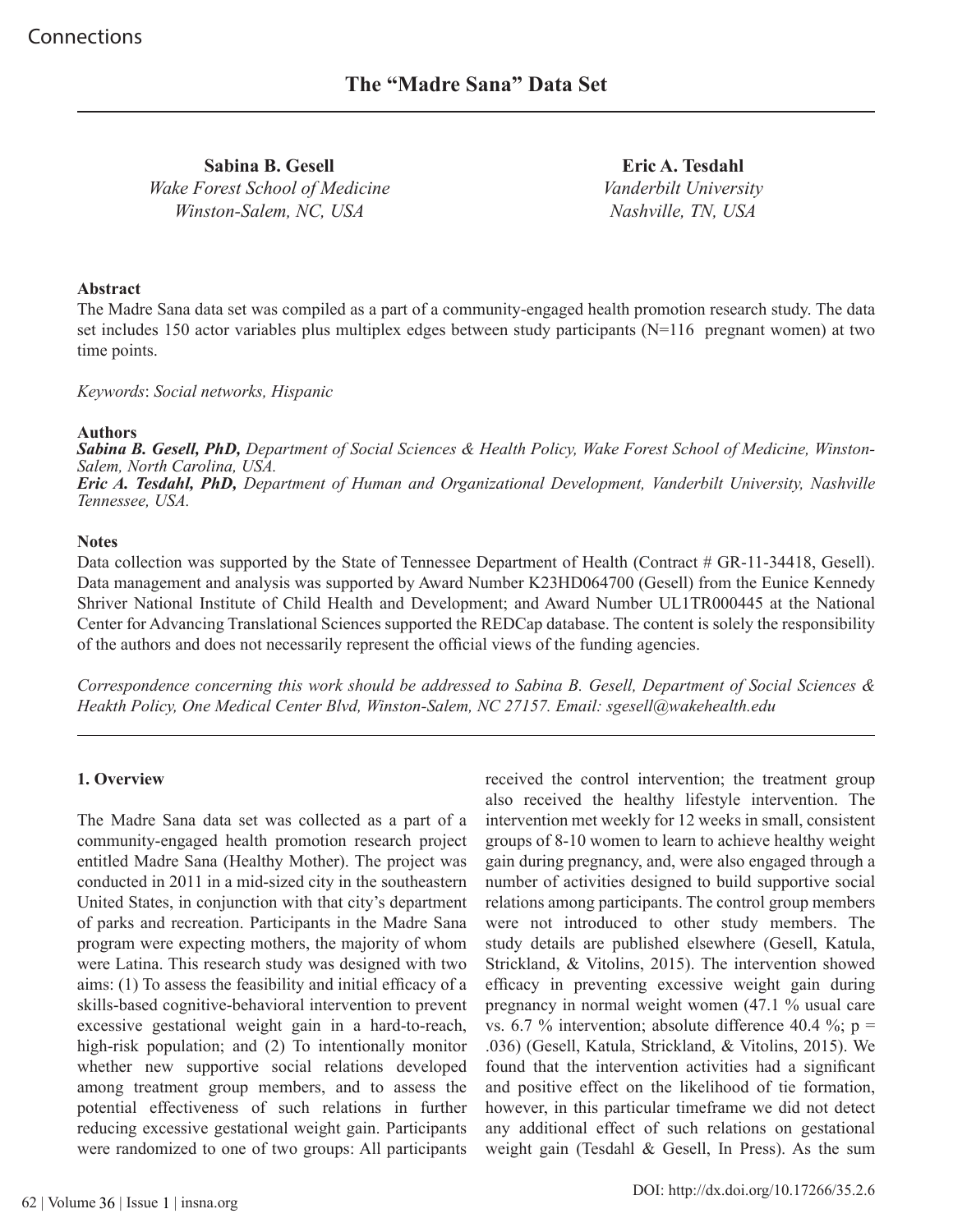# The "Madre Sana" Data Set

**Sabina B. Gesell**
*Wake Forest School of Medicine*
*Winston-Salem, NC, USA*

**Eric A. Tesdahl**
*Vanderbilt University*
*Nashville, TN, USA*

**Abstract**

The Madre Sana data set was compiled as a part of a community-engaged health promotion research study. The data set includes 150 actor variables plus multiplex edges between study participants (N=116 pregnant women) at two time points.

*Keywords*: *Social networks, Hispanic*

**Authors**

***Sabina B. Gesell, PhD,*** *Department of Social Sciences & Health Policy, Wake Forest School of Medicine, Winston-Salem, North Carolina, USA.*

***Eric A. Tesdahl, PhD,*** *Department of Human and Organizational Development, Vanderbilt University, Nashville Tennessee, USA.*

**Notes**

Data collection was supported by the State of Tennessee Department of Health (Contract # GR-11-34418, Gesell). Data management and analysis was supported by Award Number K23HD064700 (Gesell) from the Eunice Kennedy Shriver National Institute of Child Health and Development; and Award Number UL1TR000445 at the National Center for Advancing Translational Sciences supported the REDCap database. The content is solely the responsibility of the authors and does not necessarily represent the official views of the funding agencies.

*Correspondence concerning this work should be addressed to Sabina B. Gesell, Department of Social Sciences & Heakth Policy, One Medical Center Blvd, Winston-Salem, NC 27157. Email: sgesell@wakehealth.edu*

## 1. Overview

The Madre Sana data set was collected as a part of a community-engaged health promotion research project entitled Madre Sana (Healthy Mother). The project was conducted in 2011 in a mid-sized city in the southeastern United States, in conjunction with that city's department of parks and recreation. Participants in the Madre Sana program were expecting mothers, the majority of whom were Latina. This research study was designed with two aims: (1) To assess the feasibility and initial efficacy of a skills-based cognitive-behavioral intervention to prevent excessive gestational weight gain in a hard-to-reach, high-risk population; and (2) To intentionally monitor whether new supportive social relations developed among treatment group members, and to assess the potential effectiveness of such relations in further reducing excessive gestational weight gain. Participants were randomized to one of two groups: All participants received the control intervention; the treatment group also received the healthy lifestyle intervention. The intervention met weekly for 12 weeks in small, consistent groups of 8-10 women to learn to achieve healthy weight gain during pregnancy, and, were also engaged through a number of activities designed to build supportive social relations among participants. The control group members were not introduced to other study members. The study details are published elsewhere (Gesell, Katula, Strickland, & Vitolins, 2015). The intervention showed efficacy in preventing excessive weight gain during pregnancy in normal weight women (47.1 % usual care vs. 6.7 % intervention; absolute difference 40.4 %; $p = .036$) (Gesell, Katula, Strickland, & Vitolins, 2015). We found that the intervention activities had a significant and positive effect on the likelihood of tie formation, however, in this particular timeframe we did not detect any additional effect of such relations on gestational weight gain (Tesdahl & Gesell, In Press). As the sum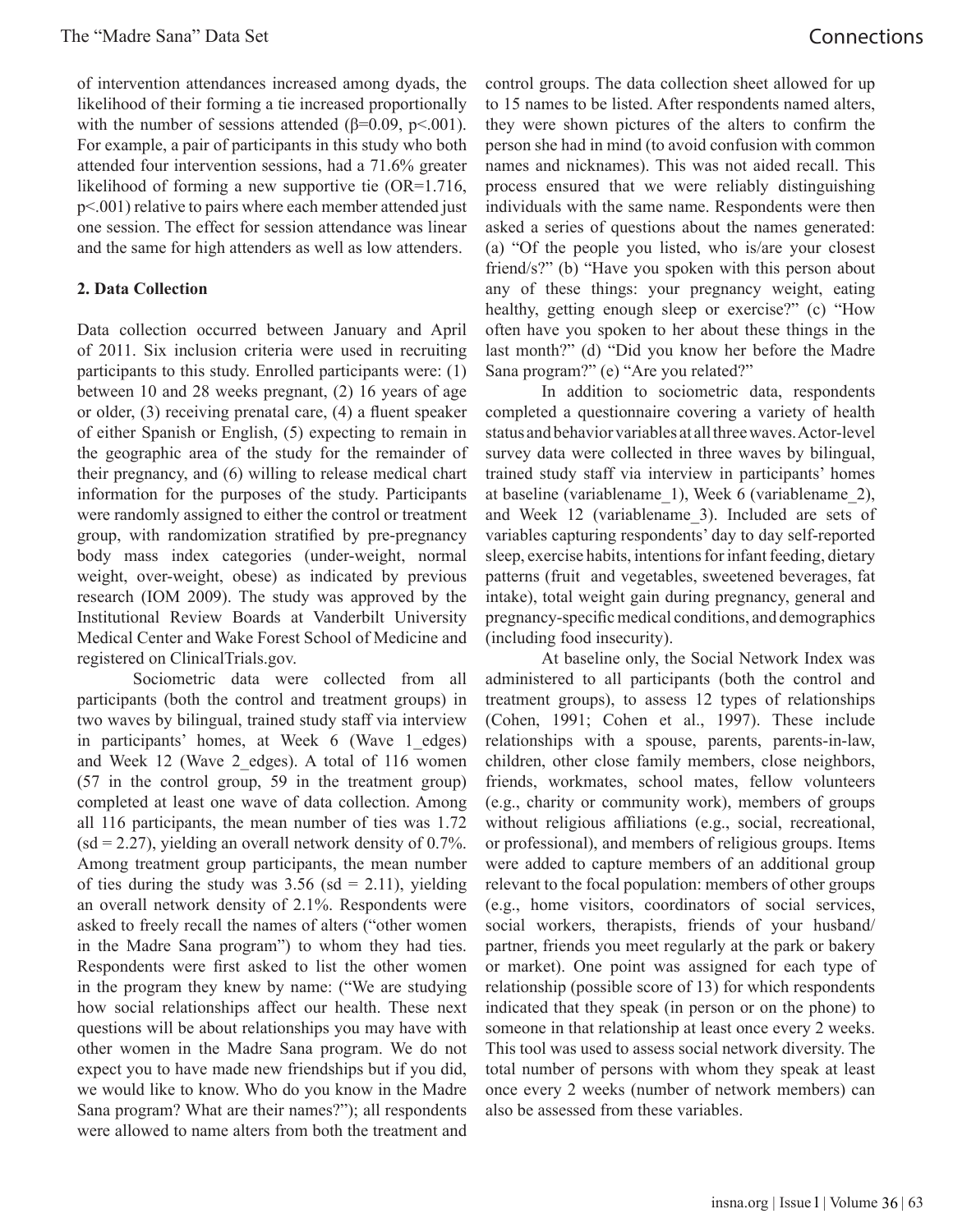of intervention attendances increased among dyads, the likelihood of their forming a tie increased proportionally with the number of sessions attended ($\beta$=0.09, p<.001). For example, a pair of participants in this study who both attended four intervention sessions, had a 71.6% greater likelihood of forming a new supportive tie (OR=1.716, p<.001) relative to pairs where each member attended just one session. The effect for session attendance was linear and the same for high attenders as well as low attenders.

**2. Data Collection**

Data collection occurred between January and April of 2011. Six inclusion criteria were used in recruiting participants to this study. Enrolled participants were: (1) between 10 and 28 weeks pregnant, (2) 16 years of age or older, (3) receiving prenatal care, (4) a fluent speaker of either Spanish or English, (5) expecting to remain in the geographic area of the study for the remainder of their pregnancy, and (6) willing to release medical chart information for the purposes of the study. Participants were randomly assigned to either the control or treatment group, with randomization stratified by pre-pregnancy body mass index categories (under-weight, normal weight, over-weight, obese) as indicated by previous research (IOM 2009). The study was approved by the Institutional Review Boards at Vanderbilt University Medical Center and Wake Forest School of Medicine and registered on ClinicalTrials.gov.

Sociometric data were collected from all participants (both the control and treatment groups) in two waves by bilingual, trained study staff via interview in participants' homes, at Week 6 (Wave 1_edges) and Week 12 (Wave 2_edges). A total of 116 women (57 in the control group, 59 in the treatment group) completed at least one wave of data collection. Among all 116 participants, the mean number of ties was 1.72 (sd = 2.27), yielding an overall network density of 0.7%. Among treatment group participants, the mean number of ties during the study was 3.56 (sd = 2.11), yielding an overall network density of 2.1%. Respondents were asked to freely recall the names of alters ("other women in the Madre Sana program") to whom they had ties. Respondents were first asked to list the other women in the program they knew by name: ("We are studying how social relationships affect our health. These next questions will be about relationships you may have with other women in the Madre Sana program. We do not expect you to have made new friendships but if you did, we would like to know. Who do you know in the Madre Sana program? What are their names?"); all respondents were allowed to name alters from both the treatment and control groups. The data collection sheet allowed for up to 15 names to be listed. After respondents named alters, they were shown pictures of the alters to confirm the person she had in mind (to avoid confusion with common names and nicknames). This was not aided recall. This process ensured that we were reliably distinguishing individuals with the same name. Respondents were then asked a series of questions about the names generated: (a) "Of the people you listed, who is/are your closest friend/s?" (b) "Have you spoken with this person about any of these things: your pregnancy weight, eating healthy, getting enough sleep or exercise?" (c) "How often have you spoken to her about these things in the last month?" (d) "Did you know her before the Madre Sana program?" (e) "Are you related?"

In addition to sociometric data, respondents completed a questionnaire covering a variety of health status and behavior variables at all three waves. Actor-level survey data were collected in three waves by bilingual, trained study staff via interview in participants' homes at baseline (variablename_1), Week 6 (variablename_2), and Week 12 (variablename_3). Included are sets of variables capturing respondents' day to day self-reported sleep, exercise habits, intentions for infant feeding, dietary patterns (fruit and vegetables, sweetened beverages, fat intake), total weight gain during pregnancy, general and pregnancy-specific medical conditions, and demographics (including food insecurity).

At baseline only, the Social Network Index was administered to all participants (both the control and treatment groups), to assess 12 types of relationships (Cohen, 1991; Cohen et al., 1997). These include relationships with a spouse, parents, parents-in-law, children, other close family members, close neighbors, friends, workmates, school mates, fellow volunteers (e.g., charity or community work), members of groups without religious affiliations (e.g., social, recreational, or professional), and members of religious groups. Items were added to capture members of an additional group relevant to the focal population: members of other groups (e.g., home visitors, coordinators of social services, social workers, therapists, friends of your husband/partner, friends you meet regularly at the park or bakery or market). One point was assigned for each type of relationship (possible score of 13) for which respondents indicated that they speak (in person or on the phone) to someone in that relationship at least once every 2 weeks. This tool was used to assess social network diversity. The total number of persons with whom they speak at least once every 2 weeks (number of network members) can also be assessed from these variables.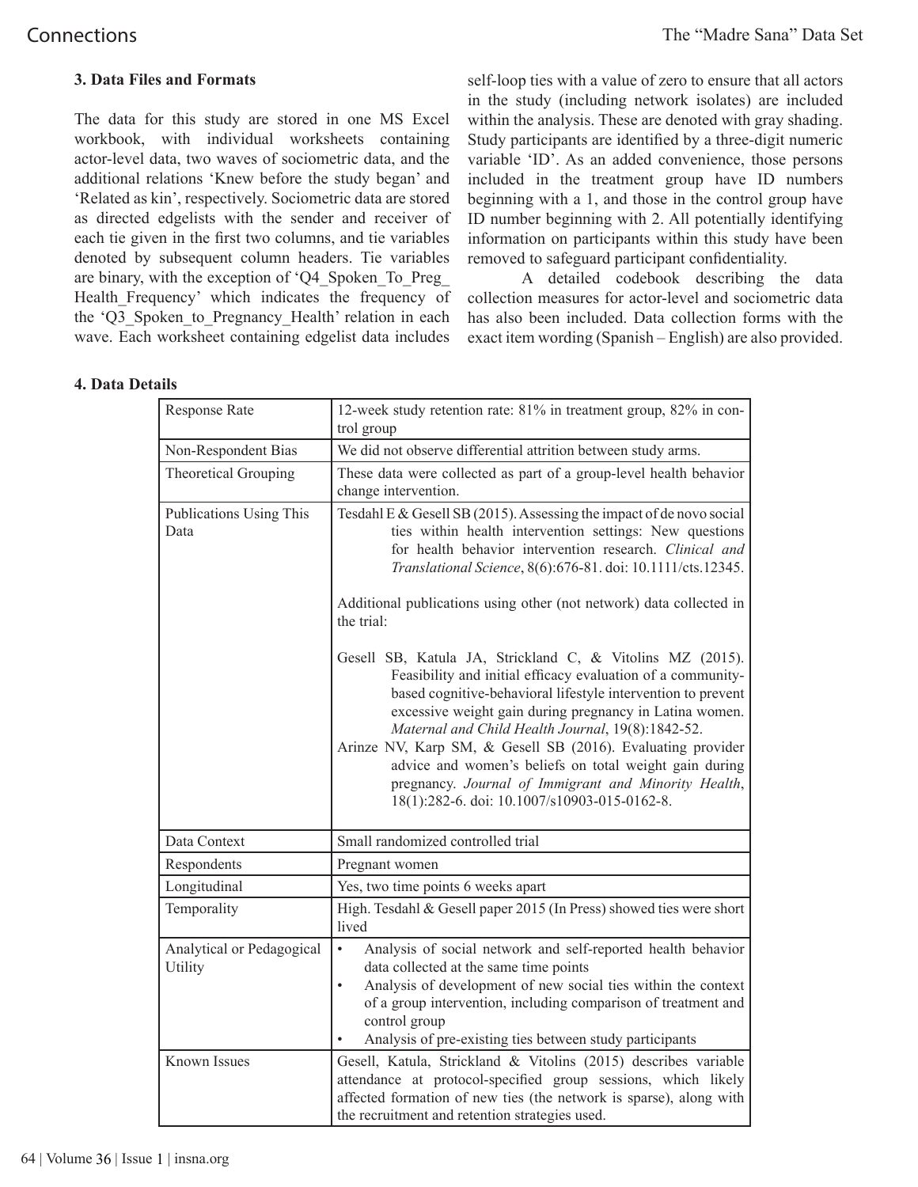### 3. Data Files and Formats

The data for this study are stored in one MS Excel workbook, with individual worksheets containing actor-level data, two waves of sociometric data, and the additional relations 'Knew before the study began' and 'Related as kin', respectively. Sociometric data are stored as directed edgelists with the sender and receiver of each tie given in the first two columns, and tie variables denoted by subsequent column headers. Tie variables are binary, with the exception of 'Q4_Spoken_To_Preg_Health_Frequency' which indicates the frequency of the 'Q3_Spoken_to_Pregnancy_Health' relation in each wave. Each worksheet containing edgelist data includes self-loop ties with a value of zero to ensure that all actors in the study (including network isolates) are included within the analysis. These are denoted with gray shading. Study participants are identified by a three-digit numeric variable 'ID'. As an added convenience, those persons included in the treatment group have ID numbers beginning with a 1, and those in the control group have ID number beginning with 2. All potentially identifying information on participants within this study have been removed to safeguard participant confidentiality.

A detailed codebook describing the data collection measures for actor-level and sociometric data has also been included. Data collection forms with the exact item wording (Spanish – English) are also provided.

### 4. Data Details

| | |
|---|---|
| Response Rate | 12-week study retention rate: 81% in treatment group, 82% in control group |
| Non-Respondent Bias | We did not observe differential attrition between study arms. |
| Theoretical Grouping | These data were collected as part of a group-level health behavior change intervention. |
| Publications Using This Data | Tesdahl E & Gesell SB (2015). Assessing the impact of de novo social ties within health intervention settings: New questions for health behavior intervention research. *Clinical and Translational Science*, 8(6):676-81. doi: 10.1111/cts.12345.<br><br>Additional publications using other (not network) data collected in the trial:<br><br>Gesell SB, Katula JA, Strickland C, & Vitolins MZ (2015). Feasibility and initial efficacy evaluation of a community-based cognitive-behavioral lifestyle intervention to prevent excessive weight gain during pregnancy in Latina women. *Maternal and Child Health Journal*, 19(8):1842-52.<br>Arinze NV, Karp SM, & Gesell SB (2016). Evaluating provider advice and women's beliefs on total weight gain during pregnancy. *Journal of Immigrant and Minority Health*, 18(1):282-6. doi: 10.1007/s10903-015-0162-8. |
| Data Context | Small randomized controlled trial |
| Respondents | Pregnant women |
| Longitudinal | Yes, two time points 6 weeks apart |
| Temporality | High. Tesdahl & Gesell paper 2015 (In Press) showed ties were short lived |
| Analytical or Pedagogical Utility | • Analysis of social network and self-reported health behavior data collected at the same time points<br>• Analysis of development of new social ties within the context of a group intervention, including comparison of treatment and control group<br>• Analysis of pre-existing ties between study participants |
| Known Issues | Gesell, Katula, Strickland & Vitolins (2015) describes variable attendance at protocol-specified group sessions, which likely affected formation of new ties (the network is sparse), along with the recruitment and retention strategies used. |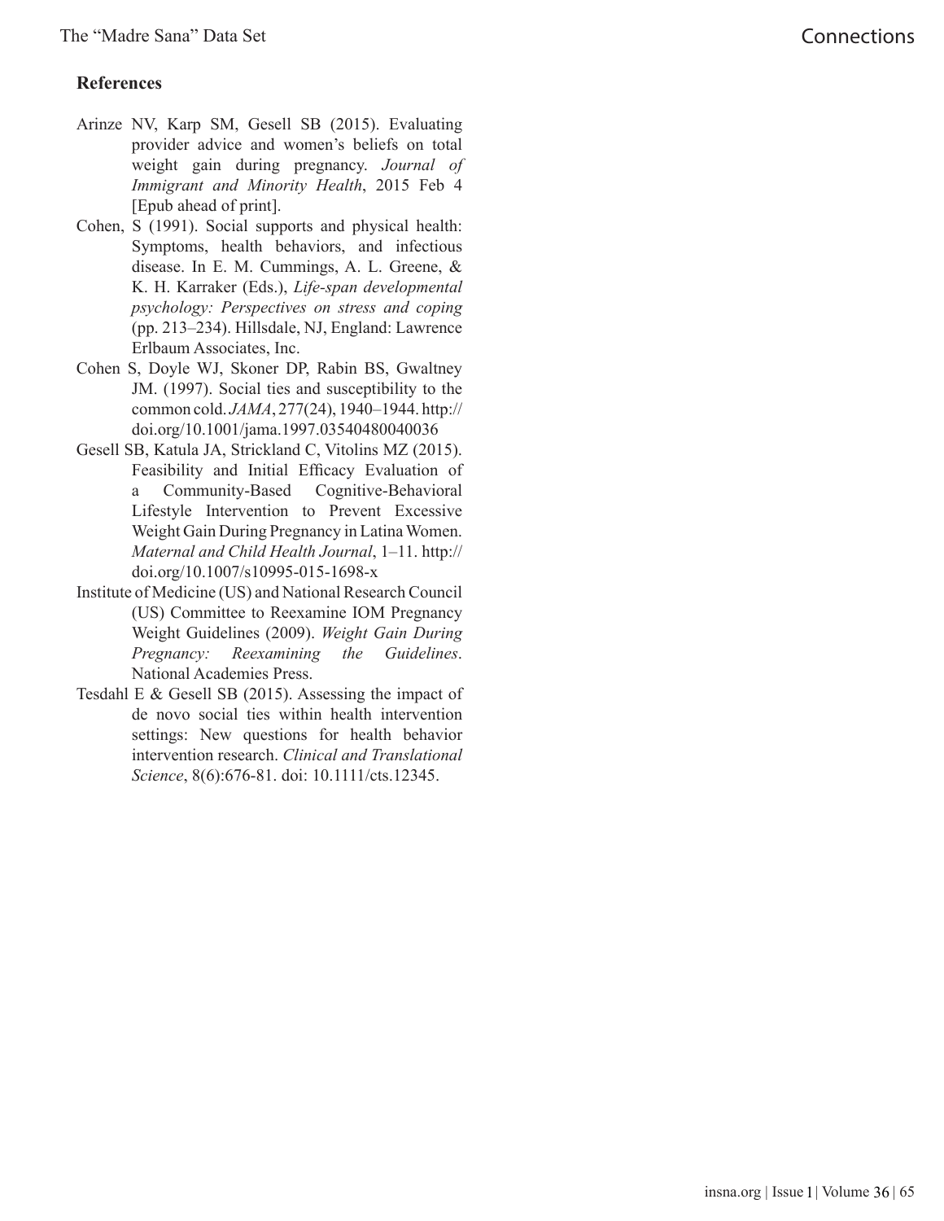## References

Arinze NV, Karp SM, Gesell SB (2015). Evaluating provider advice and women's beliefs on total weight gain during pregnancy. *Journal of Immigrant and Minority Health*, 2015 Feb 4 [Epub ahead of print].

Cohen, S (1991). Social supports and physical health: Symptoms, health behaviors, and infectious disease. In E. M. Cummings, A. L. Greene, & K. H. Karraker (Eds.), *Life-span developmental psychology: Perspectives on stress and coping* (pp. 213–234). Hillsdale, NJ, England: Lawrence Erlbaum Associates, Inc.

Cohen S, Doyle WJ, Skoner DP, Rabin BS, Gwaltney JM. (1997). Social ties and susceptibility to the common cold. *JAMA*, 277(24), 1940–1944. http://doi.org/10.1001/jama.1997.03540480040036

Gesell SB, Katula JA, Strickland C, Vitolins MZ (2015). Feasibility and Initial Efficacy Evaluation of a Community-Based Cognitive-Behavioral Lifestyle Intervention to Prevent Excessive Weight Gain During Pregnancy in Latina Women. *Maternal and Child Health Journal*, 1–11. http://doi.org/10.1007/s10995-015-1698-x

Institute of Medicine (US) and National Research Council (US) Committee to Reexamine IOM Pregnancy Weight Guidelines (2009). *Weight Gain During Pregnancy: Reexamining the Guidelines*. National Academies Press.

Tesdahl E & Gesell SB (2015). Assessing the impact of de novo social ties within health intervention settings: New questions for health behavior intervention research. *Clinical and Translational Science*, 8(6):676-81. doi: 10.1111/cts.12345.